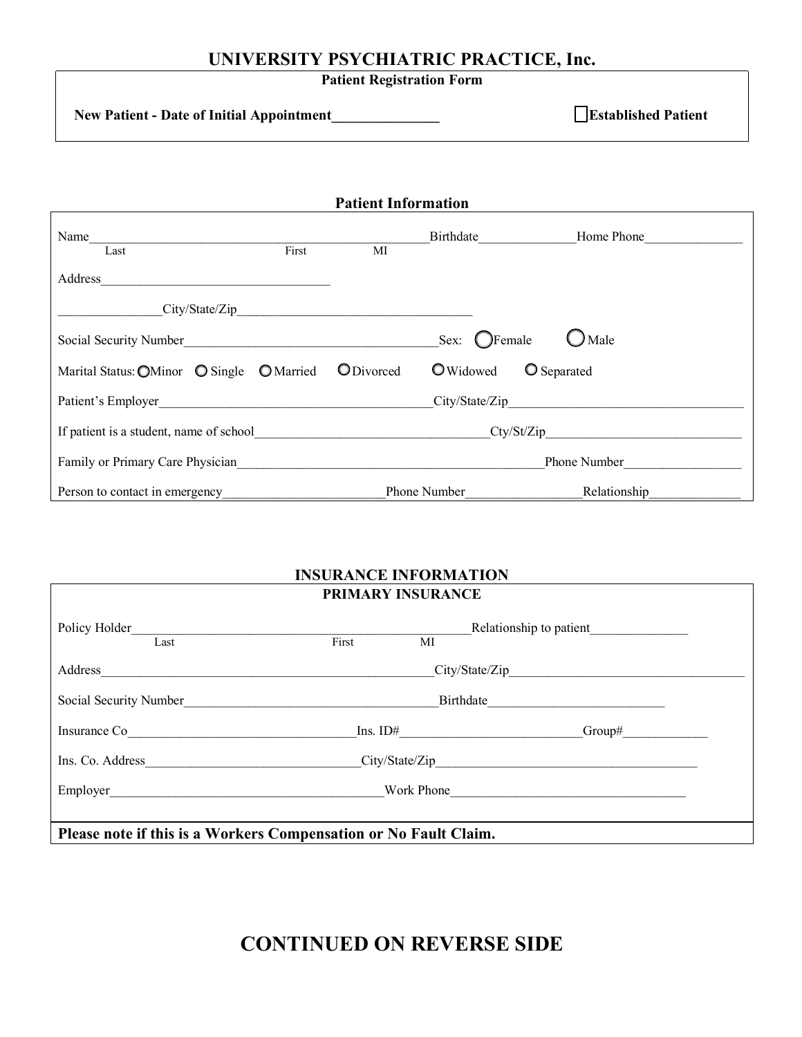# UNIVERSITY PSYCHIATRIC PRACTICE, Inc.

**Patient Registration Form**

**New Patient - Date of Initial Appointment**_______________ ☐ **Established Patient**

## Patient Information

Name_______________________________________________________ Birthdate_______________ Home Phone_______________
Last First MI

Address___________________________________

_______________ City/State/Zip___________________________________

Social Security Number_____________________________________ Sex: ◯ Female ◯ Male

Marital Status: ◯ Minor ◯ Single ◯ Married ◯ Divorced ◯ Widowed ◯ Separated

Patient's Employer_________________________________________ City/State/Zip_____________________________________

If patient is a student, name of school___________________________________ Cty/St/Zip_____________________________

Family or Primary Care Physician_______________________________________________ Phone Number__________________

Person to contact in emergency_________________________ Phone Number_________________ Relationship______________

## INSURANCE INFORMATION

### PRIMARY INSURANCE

Policy Holder_______________________________________________________ Relationship to patient_______________
Last First MI

Address___________________________________________________ City/State/Zip_____________________________________

Social Security Number_____________________________________ Birthdate__________________________

Insurance Co__________________________________ Ins. ID#___________________________ Group#_____________

Ins. Co. Address________________________________ City/State/Zip_________________________________________

Employer_________________________________________ Work Phone___________________________________

**Please note if this is a Workers Compensation or No Fault Claim.**

# CONTINUED ON REVERSE SIDE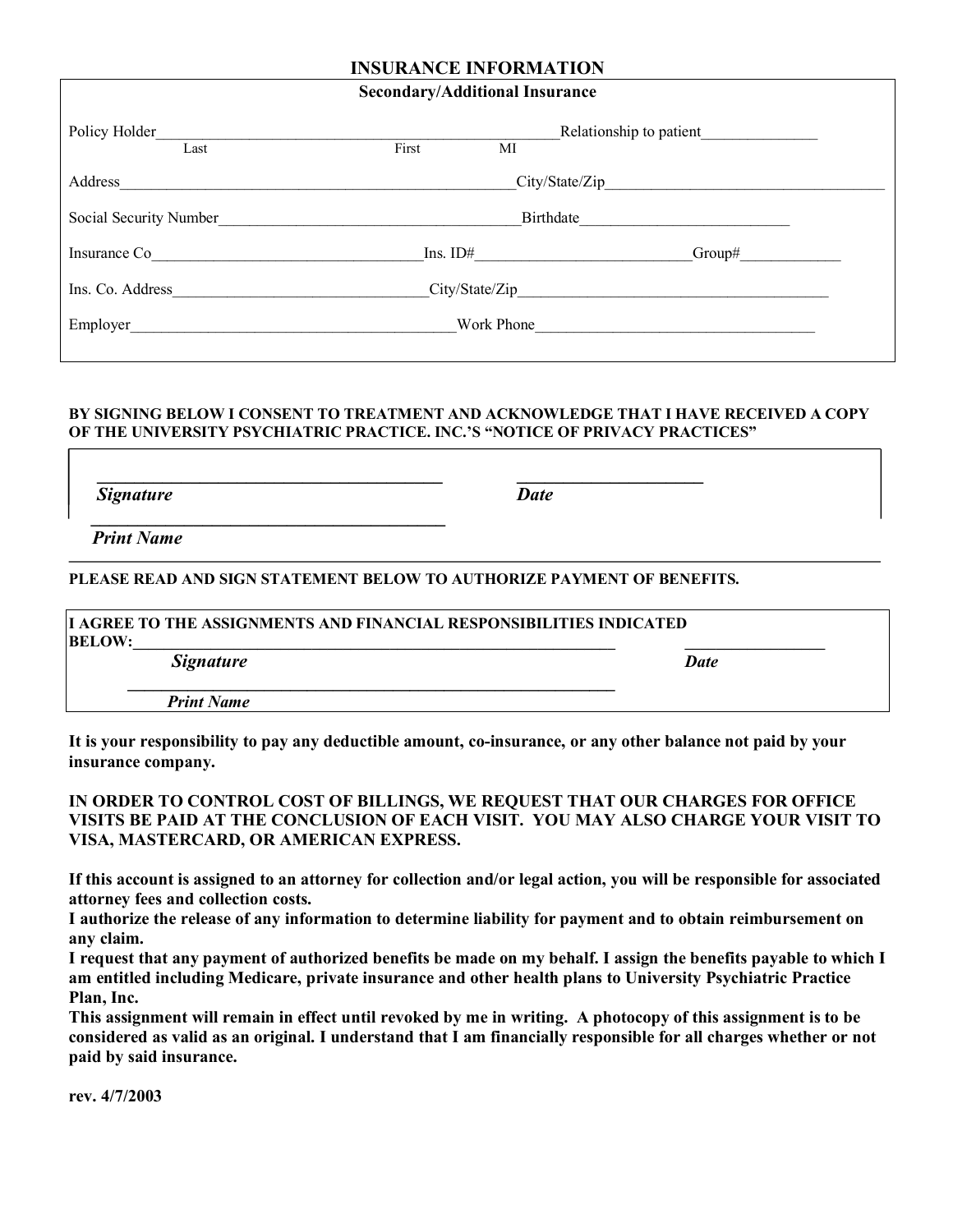## INSURANCE INFORMATION

**Secondary/Additional Insurance**

Policy Holder________________________________________________Relationship to patient_______________
Last First MI

Address__________________________________________________City/State/Zip____________________________________

Social Security Number______________________________________Birthdate___________________________

Insurance Co__________________________________Ins. ID#___________________________Group#_____________

Ins. Co. Address________________________________City/State/Zip________________________________________

Employer_________________________________________Work Phone____________________________________

**BY SIGNING BELOW I CONSENT TO TREATMENT AND ACKNOWLEDGE THAT I HAVE RECEIVED A COPY OF THE UNIVERSITY PSYCHIATRIC PRACTICE. INC.'S "NOTICE OF PRIVACY PRACTICES"**

_______________________________________ ______________________
***Signature*** ***Date***

_______________________________________
***Print Name***

**PLEASE READ AND SIGN STATEMENT BELOW TO AUTHORIZE PAYMENT OF BENEFITS.**

**I AGREE TO THE ASSIGNMENTS AND FINANCIAL RESPONSIBILITIES INDICATED BELOW:**_______________________________________________________________ _________________
***Signature*** ***Date***

_______________________________________________________________
***Print Name***

**It is your responsibility to pay any deductible amount, co-insurance, or any other balance not paid by your insurance company.**

**IN ORDER TO CONTROL COST OF BILLINGS, WE REQUEST THAT OUR CHARGES FOR OFFICE VISITS BE PAID AT THE CONCLUSION OF EACH VISIT. YOU MAY ALSO CHARGE YOUR VISIT TO VISA, MASTERCARD, OR AMERICAN EXPRESS.**

**If this account is assigned to an attorney for collection and/or legal action, you will be responsible for associated attorney fees and collection costs.**
**I authorize the release of any information to determine liability for payment and to obtain reimbursement on any claim.**
**I request that any payment of authorized benefits be made on my behalf. I assign the benefits payable to which I am entitled including Medicare, private insurance and other health plans to University Psychiatric Practice Plan, Inc.**
**This assignment will remain in effect until revoked by me in writing. A photocopy of this assignment is to be considered as valid as an original. I understand that I am financially responsible for all charges whether or not paid by said insurance.**

**rev. 4/7/2003**